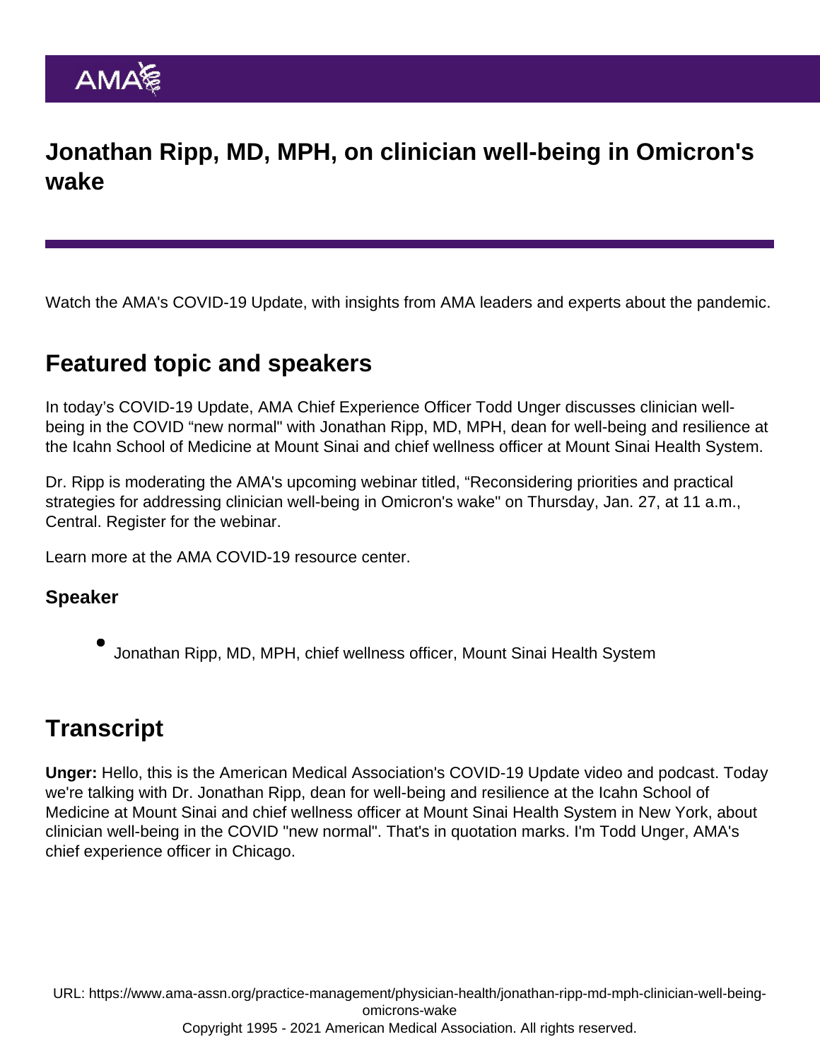# Jonathan Ripp, MD, MPH, on clinician well-being in Omicron's wake

Watch the AMA's COVID-19 Update, with insights from AMA leaders and experts about the pandemic.

## Featured topic and speakers

In today's COVID-19 Update, AMA Chief Experience Officer Todd Unger discusses clinician well-being in the COVID "new normal" with Jonathan Ripp, MD, MPH, dean for well-being and resilience at the Icahn School of Medicine at Mount Sinai and chief wellness officer at Mount Sinai Health System.

Dr. Ripp is moderating the AMA's upcoming webinar titled, "Reconsidering priorities and practical strategies for addressing clinician well-being in Omicron's wake" on Thursday, Jan. 27, at 11 a.m., Central. Register for the webinar.

Learn more at the AMA COVID-19 resource center.

### Speaker

- Jonathan Ripp, MD, MPH, chief wellness officer, Mount Sinai Health System

## Transcript

**Unger:** Hello, this is the American Medical Association's COVID-19 Update video and podcast. Today we're talking with Dr. Jonathan Ripp, dean for well-being and resilience at the Icahn School of Medicine at Mount Sinai and chief wellness officer at Mount Sinai Health System in New York, about clinician well-being in the COVID "new normal". That's in quotation marks. I'm Todd Unger, AMA's chief experience officer in Chicago.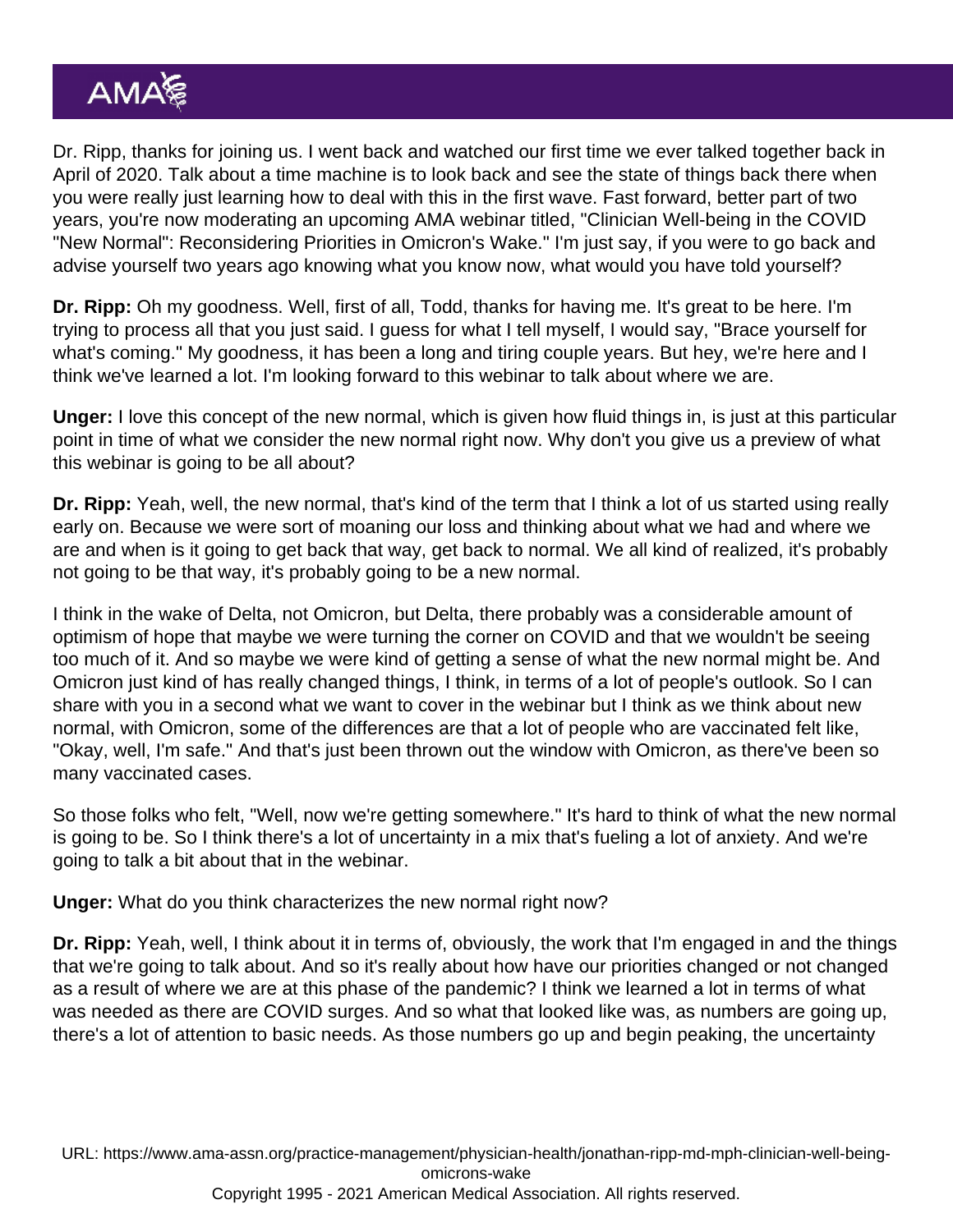Dr. Ripp, thanks for joining us. I went back and watched our first time we ever talked together back in April of 2020. Talk about a time machine is to look back and see the state of things back there when you were really just learning how to deal with this in the first wave. Fast forward, better part of two years, you're now moderating an upcoming AMA webinar titled, "Clinician Well-being in the COVID "New Normal": Reconsidering Priorities in Omicron's Wake." I'm just say, if you were to go back and advise yourself two years ago knowing what you know now, what would you have told yourself?

**Dr. Ripp:** Oh my goodness. Well, first of all, Todd, thanks for having me. It's great to be here. I'm trying to process all that you just said. I guess for what I tell myself, I would say, "Brace yourself for what's coming." My goodness, it has been a long and tiring couple years. But hey, we're here and I think we've learned a lot. I'm looking forward to this webinar to talk about where we are.

**Unger:** I love this concept of the new normal, which is given how fluid things in, is just at this particular point in time of what we consider the new normal right now. Why don't you give us a preview of what this webinar is going to be all about?

**Dr. Ripp:** Yeah, well, the new normal, that's kind of the term that I think a lot of us started using really early on. Because we were sort of moaning our loss and thinking about what we had and where we are and when is it going to get back that way, get back to normal. We all kind of realized, it's probably not going to be that way, it's probably going to be a new normal.

I think in the wake of Delta, not Omicron, but Delta, there probably was a considerable amount of optimism of hope that maybe we were turning the corner on COVID and that we wouldn't be seeing too much of it. And so maybe we were kind of getting a sense of what the new normal might be. And Omicron just kind of has really changed things, I think, in terms of a lot of people's outlook. So I can share with you in a second what we want to cover in the webinar but I think as we think about new normal, with Omicron, some of the differences are that a lot of people who are vaccinated felt like, "Okay, well, I'm safe." And that's just been thrown out the window with Omicron, as there've been so many vaccinated cases.

So those folks who felt, "Well, now we're getting somewhere." It's hard to think of what the new normal is going to be. So I think there's a lot of uncertainty in a mix that's fueling a lot of anxiety. And we're going to talk a bit about that in the webinar.

**Unger:** What do you think characterizes the new normal right now?

**Dr. Ripp:** Yeah, well, I think about it in terms of, obviously, the work that I'm engaged in and the things that we're going to talk about. And so it's really about how have our priorities changed or not changed as a result of where we are at this phase of the pandemic? I think we learned a lot in terms of what was needed as there are COVID surges. And so what that looked like was, as numbers are going up, there's a lot of attention to basic needs. As those numbers go up and begin peaking, the uncertainty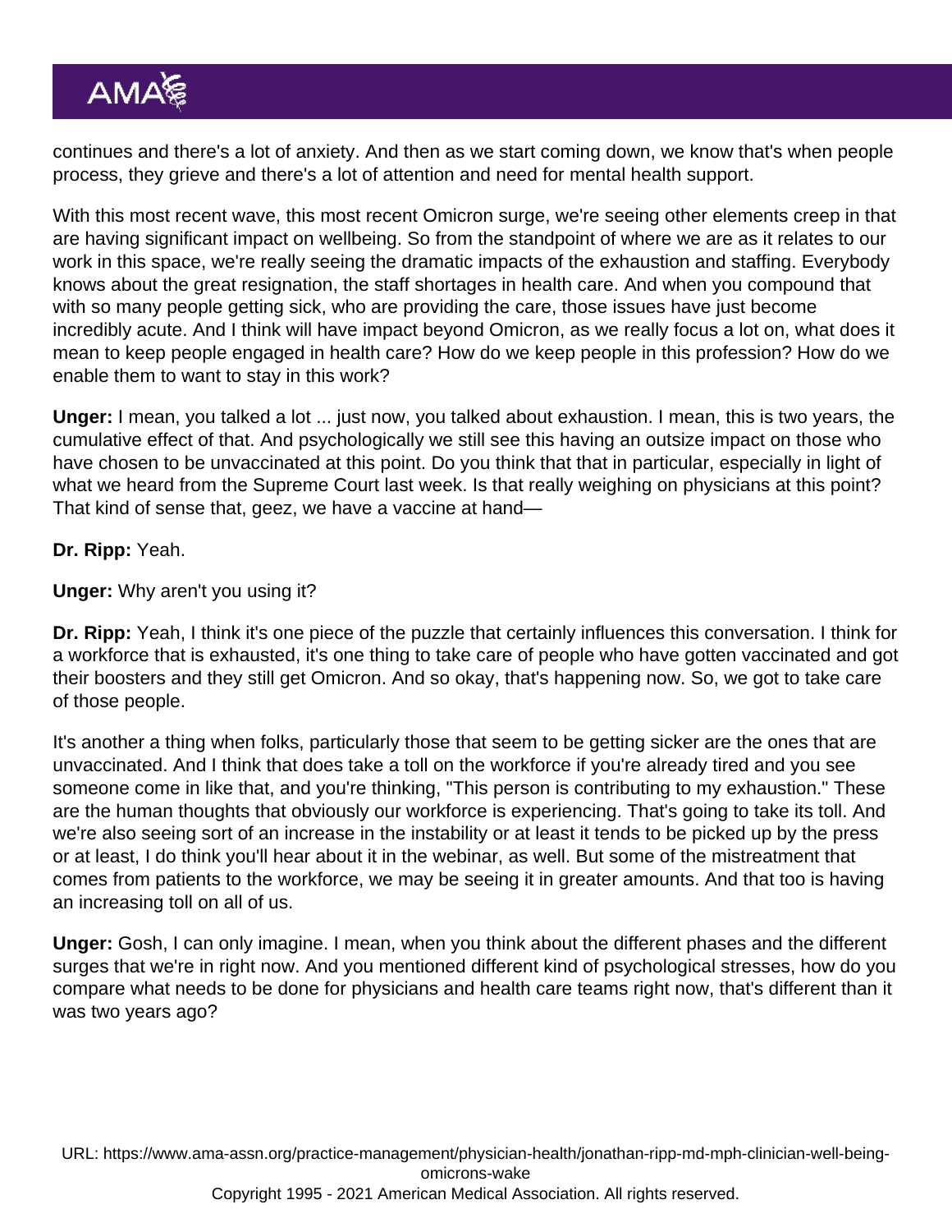continues and there's a lot of anxiety. And then as we start coming down, we know that's when people process, they grieve and there's a lot of attention and need for mental health support.

With this most recent wave, this most recent Omicron surge, we're seeing other elements creep in that are having significant impact on wellbeing. So from the standpoint of where we are as it relates to our work in this space, we're really seeing the dramatic impacts of the exhaustion and staffing. Everybody knows about the great resignation, the staff shortages in health care. And when you compound that with so many people getting sick, who are providing the care, those issues have just become incredibly acute. And I think will have impact beyond Omicron, as we really focus a lot on, what does it mean to keep people engaged in health care? How do we keep people in this profession? How do we enable them to want to stay in this work?

**Unger:** I mean, you talked a lot ... just now, you talked about exhaustion. I mean, this is two years, the cumulative effect of that. And psychologically we still see this having an outsize impact on those who have chosen to be unvaccinated at this point. Do you think that that in particular, especially in light of what we heard from the Supreme Court last week. Is that really weighing on physicians at this point? That kind of sense that, geez, we have a vaccine at hand—

**Dr. Ripp:** Yeah.

**Unger:** Why aren't you using it?

**Dr. Ripp:** Yeah, I think it's one piece of the puzzle that certainly influences this conversation. I think for a workforce that is exhausted, it's one thing to take care of people who have gotten vaccinated and got their boosters and they still get Omicron. And so okay, that's happening now. So, we got to take care of those people.

It's another a thing when folks, particularly those that seem to be getting sicker are the ones that are unvaccinated. And I think that does take a toll on the workforce if you're already tired and you see someone come in like that, and you're thinking, "This person is contributing to my exhaustion." These are the human thoughts that obviously our workforce is experiencing. That's going to take its toll. And we're also seeing sort of an increase in the instability or at least it tends to be picked up by the press or at least, I do think you'll hear about it in the webinar, as well. But some of the mistreatment that comes from patients to the workforce, we may be seeing it in greater amounts. And that too is having an increasing toll on all of us.

**Unger:** Gosh, I can only imagine. I mean, when you think about the different phases and the different surges that we're in right now. And you mentioned different kind of psychological stresses, how do you compare what needs to be done for physicians and health care teams right now, that's different than it was two years ago?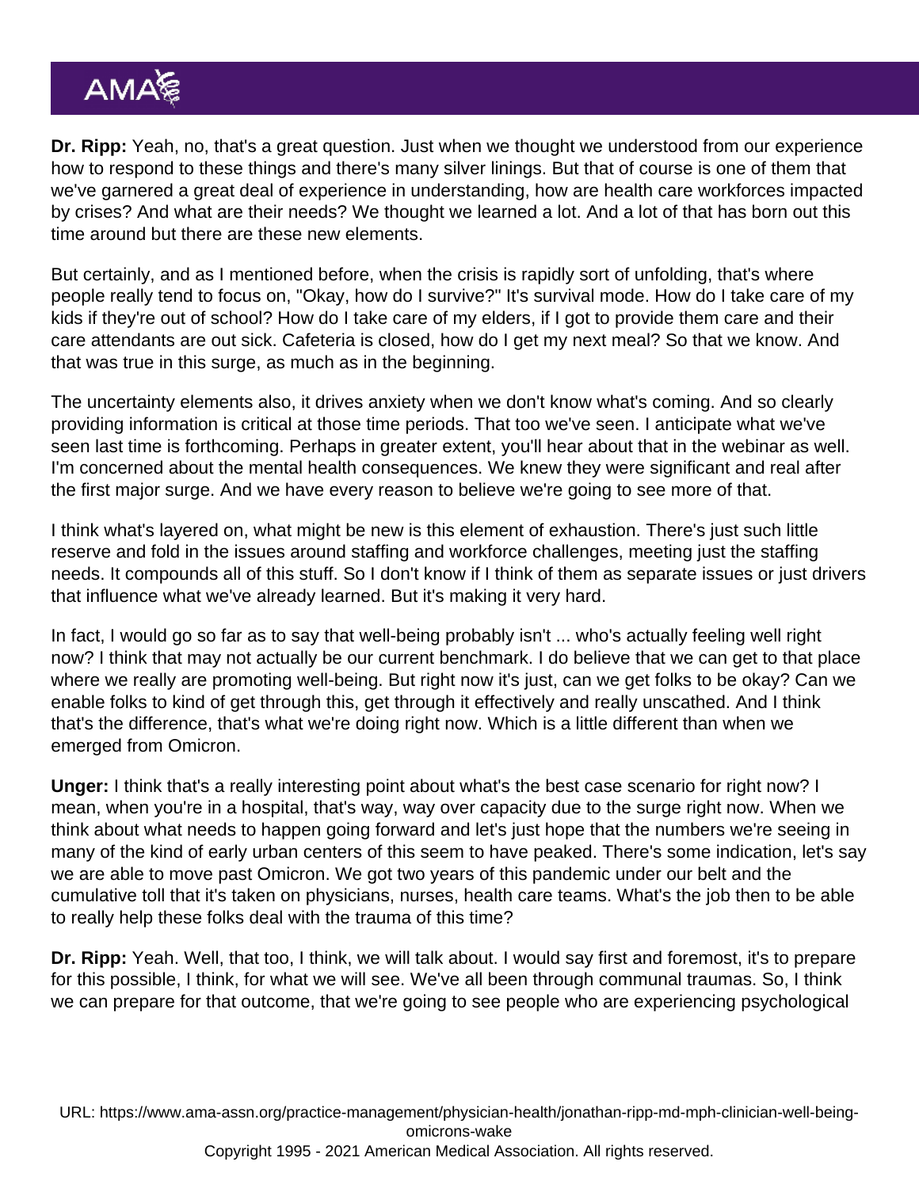**Dr. Ripp:** Yeah, no, that's a great question. Just when we thought we understood from our experience how to respond to these things and there's many silver linings. But that of course is one of them that we've garnered a great deal of experience in understanding, how are health care workforces impacted by crises? And what are their needs? We thought we learned a lot. And a lot of that has born out this time around but there are these new elements.

But certainly, and as I mentioned before, when the crisis is rapidly sort of unfolding, that's where people really tend to focus on, "Okay, how do I survive?" It's survival mode. How do I take care of my kids if they're out of school? How do I take care of my elders, if I got to provide them care and their care attendants are out sick. Cafeteria is closed, how do I get my next meal? So that we know. And that was true in this surge, as much as in the beginning.

The uncertainty elements also, it drives anxiety when we don't know what's coming. And so clearly providing information is critical at those time periods. That too we've seen. I anticipate what we've seen last time is forthcoming. Perhaps in greater extent, you'll hear about that in the webinar as well. I'm concerned about the mental health consequences. We knew they were significant and real after the first major surge. And we have every reason to believe we're going to see more of that.

I think what's layered on, what might be new is this element of exhaustion. There's just such little reserve and fold in the issues around staffing and workforce challenges, meeting just the staffing needs. It compounds all of this stuff. So I don't know if I think of them as separate issues or just drivers that influence what we've already learned. But it's making it very hard.

In fact, I would go so far as to say that well-being probably isn't ... who's actually feeling well right now? I think that may not actually be our current benchmark. I do believe that we can get to that place where we really are promoting well-being. But right now it's just, can we get folks to be okay? Can we enable folks to kind of get through this, get through it effectively and really unscathed. And I think that's the difference, that's what we're doing right now. Which is a little different than when we emerged from Omicron.

**Unger:** I think that's a really interesting point about what's the best case scenario for right now? I mean, when you're in a hospital, that's way, way over capacity due to the surge right now. When we think about what needs to happen going forward and let's just hope that the numbers we're seeing in many of the kind of early urban centers of this seem to have peaked. There's some indication, let's say we are able to move past Omicron. We got two years of this pandemic under our belt and the cumulative toll that it's taken on physicians, nurses, health care teams. What's the job then to be able to really help these folks deal with the trauma of this time?

**Dr. Ripp:** Yeah. Well, that too, I think, we will talk about. I would say first and foremost, it's to prepare for this possible, I think, for what we will see. We've all been through communal traumas. So, I think we can prepare for that outcome, that we're going to see people who are experiencing psychological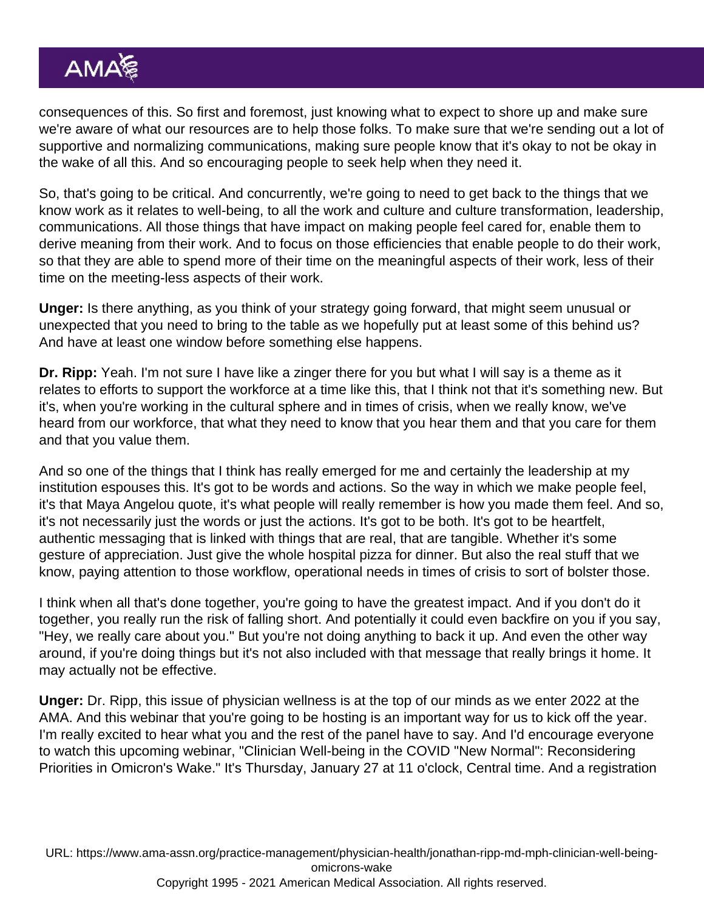consequences of this. So first and foremost, just knowing what to expect to shore up and make sure we're aware of what our resources are to help those folks. To make sure that we're sending out a lot of supportive and normalizing communications, making sure people know that it's okay to not be okay in the wake of all this. And so encouraging people to seek help when they need it.

So, that's going to be critical. And concurrently, we're going to need to get back to the things that we know work as it relates to well-being, to all the work and culture and culture transformation, leadership, communications. All those things that have impact on making people feel cared for, enable them to derive meaning from their work. And to focus on those efficiencies that enable people to do their work, so that they are able to spend more of their time on the meaningful aspects of their work, less of their time on the meeting-less aspects of their work.

**Unger:** Is there anything, as you think of your strategy going forward, that might seem unusual or unexpected that you need to bring to the table as we hopefully put at least some of this behind us? And have at least one window before something else happens.

**Dr. Ripp:** Yeah. I'm not sure I have like a zinger there for you but what I will say is a theme as it relates to efforts to support the workforce at a time like this, that I think not that it's something new. But it's, when you're working in the cultural sphere and in times of crisis, when we really know, we've heard from our workforce, that what they need to know that you hear them and that you care for them and that you value them.

And so one of the things that I think has really emerged for me and certainly the leadership at my institution espouses this. It's got to be words and actions. So the way in which we make people feel, it's that Maya Angelou quote, it's what people will really remember is how you made them feel. And so, it's not necessarily just the words or just the actions. It's got to be both. It's got to be heartfelt, authentic messaging that is linked with things that are real, that are tangible. Whether it's some gesture of appreciation. Just give the whole hospital pizza for dinner. But also the real stuff that we know, paying attention to those workflow, operational needs in times of crisis to sort of bolster those.

I think when all that's done together, you're going to have the greatest impact. And if you don't do it together, you really run the risk of falling short. And potentially it could even backfire on you if you say, "Hey, we really care about you." But you're not doing anything to back it up. And even the other way around, if you're doing things but it's not also included with that message that really brings it home. It may actually not be effective.

**Unger:** Dr. Ripp, this issue of physician wellness is at the top of our minds as we enter 2022 at the AMA. And this webinar that you're going to be hosting is an important way for us to kick off the year. I'm really excited to hear what you and the rest of the panel have to say. And I'd encourage everyone to watch this upcoming webinar, "Clinician Well-being in the COVID "New Normal": Reconsidering Priorities in Omicron's Wake." It's Thursday, January 27 at 11 o'clock, Central time. And a registration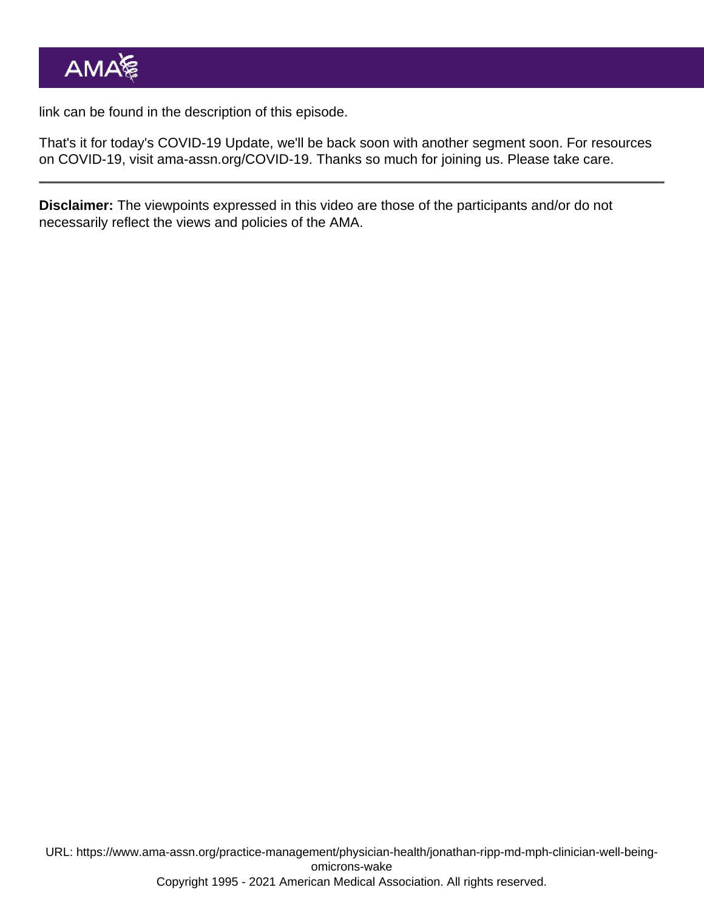link can be found in the description of this episode.

That's it for today's COVID-19 Update, we'll be back soon with another segment soon. For resources on COVID-19, visit ama-assn.org/COVID-19. Thanks so much for joining us. Please take care.

---

**Disclaimer:** The viewpoints expressed in this video are those of the participants and/or do not necessarily reflect the views and policies of the AMA.